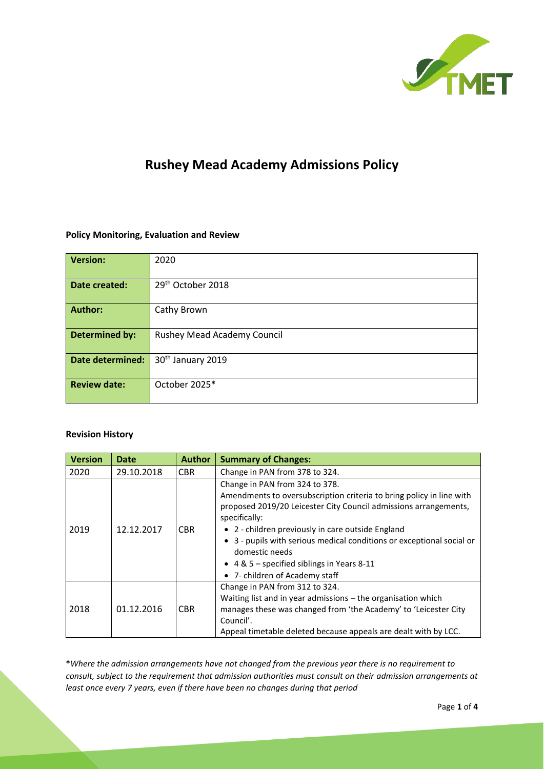# Rushey Mead Academy Admissions Policy

**Policy Monitoring, Evaluation and Review**

| | |
|---|---|
| **Version:** | 2020 |
| **Date created:** | 29th October 2018 |
| **Author:** | Cathy Brown |
| **Determined by:** | Rushey Mead Academy Council |
| **Date determined:** | 30th January 2019 |
| **Review date:** | October 2025* |

**Revision History**

| Version | Date | Author | Summary of Changes: |
|---|---|---|---|
| 2020 | 29.10.2018 | CBR | Change in PAN from 378 to 324. |
| 2019 | 12.12.2017 | CBR | Change in PAN from 324 to 378.<br>Amendments to oversubscription criteria to bring policy in line with proposed 2019/20 Leicester City Council admissions arrangements, specifically:<br>• 2 - children previously in care outside England<br>• 3 - pupils with serious medical conditions or exceptional social or domestic needs<br>• 4 & 5 – specified siblings in Years 8-11<br>• 7- children of Academy staff |
| 2018 | 01.12.2016 | CBR | Change in PAN from 312 to 324.<br>Waiting list and in year admissions – the organisation which manages these was changed from 'the Academy' to 'Leicester City Council'.<br>Appeal timetable deleted because appeals are dealt with by LCC. |

***Where the admission arrangements have not changed from the previous year there is no requirement to consult, subject to the requirement that admission authorities must consult on their admission arrangements at least once every 7 years, even if there have been no changes during that period***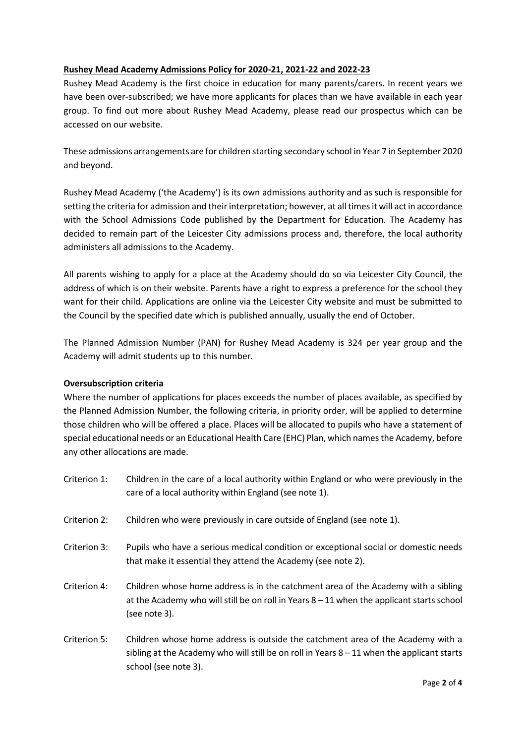**Rushey Mead Academy Admissions Policy for 2020-21, 2021-22 and 2022-23**

Rushey Mead Academy is the first choice in education for many parents/carers. In recent years we have been over-subscribed; we have more applicants for places than we have available in each year group. To find out more about Rushey Mead Academy, please read our prospectus which can be accessed on our website.

These admissions arrangements are for children starting secondary school in Year 7 in September 2020 and beyond.

Rushey Mead Academy ('the Academy') is its own admissions authority and as such is responsible for setting the criteria for admission and their interpretation; however, at all times it will act in accordance with the School Admissions Code published by the Department for Education. The Academy has decided to remain part of the Leicester City admissions process and, therefore, the local authority administers all admissions to the Academy.

All parents wishing to apply for a place at the Academy should do so via Leicester City Council, the address of which is on their website. Parents have a right to express a preference for the school they want for their child. Applications are online via the Leicester City website and must be submitted to the Council by the specified date which is published annually, usually the end of October.

The Planned Admission Number (PAN) for Rushey Mead Academy is 324 per year group and the Academy will admit students up to this number.

**Oversubscription criteria**

Where the number of applications for places exceeds the number of places available, as specified by the Planned Admission Number, the following criteria, in priority order, will be applied to determine those children who will be offered a place. Places will be allocated to pupils who have a statement of special educational needs or an Educational Health Care (EHC) Plan, which names the Academy, before any other allocations are made.

Criterion 1: Children in the care of a local authority within England or who were previously in the care of a local authority within England (see note 1).

Criterion 2: Children who were previously in care outside of England (see note 1).

Criterion 3: Pupils who have a serious medical condition or exceptional social or domestic needs that make it essential they attend the Academy (see note 2).

Criterion 4: Children whose home address is in the catchment area of the Academy with a sibling at the Academy who will still be on roll in Years 8 – 11 when the applicant starts school (see note 3).

Criterion 5: Children whose home address is outside the catchment area of the Academy with a sibling at the Academy who will still be on roll in Years 8 – 11 when the applicant starts school (see note 3).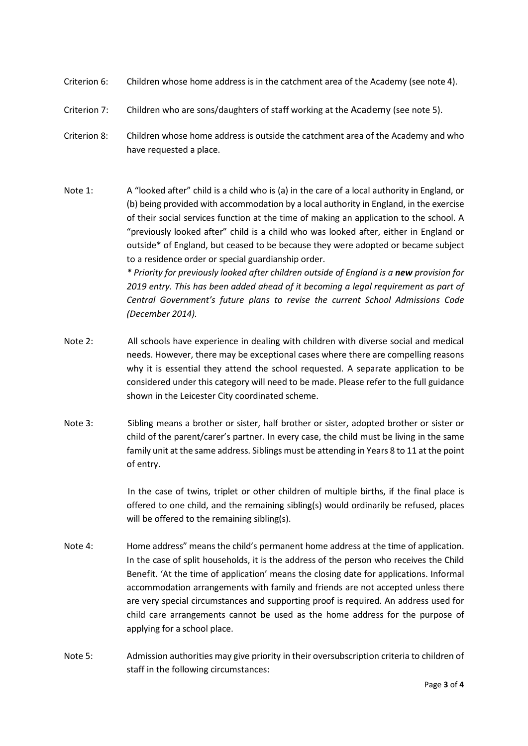Criterion 6: Children whose home address is in the catchment area of the Academy (see note 4).

Criterion 7: Children who are sons/daughters of staff working at the Academy (see note 5).

Criterion 8: Children whose home address is outside the catchment area of the Academy and who have requested a place.

Note 1: A "looked after" child is a child who is (a) in the care of a local authority in England, or (b) being provided with accommodation by a local authority in England, in the exercise of their social services function at the time of making an application to the school. A "previously looked after" child is a child who was looked after, either in England or outside* of England, but ceased to be because they were adopted or became subject to a residence order or special guardianship order.

*\* Priority for previously looked after children outside of England is a **new** provision for 2019 entry. This has been added ahead of it becoming a legal requirement as part of Central Government's future plans to revise the current School Admissions Code (December 2014).*

Note 2: All schools have experience in dealing with children with diverse social and medical needs. However, there may be exceptional cases where there are compelling reasons why it is essential they attend the school requested. A separate application to be considered under this category will need to be made. Please refer to the full guidance shown in the Leicester City coordinated scheme.

Note 3: Sibling means a brother or sister, half brother or sister, adopted brother or sister or child of the parent/carer's partner. In every case, the child must be living in the same family unit at the same address. Siblings must be attending in Years 8 to 11 at the point of entry.

In the case of twins, triplet or other children of multiple births, if the final place is offered to one child, and the remaining sibling(s) would ordinarily be refused, places will be offered to the remaining sibling(s).

Note 4: Home address" means the child's permanent home address at the time of application. In the case of split households, it is the address of the person who receives the Child Benefit. 'At the time of application' means the closing date for applications. Informal accommodation arrangements with family and friends are not accepted unless there are very special circumstances and supporting proof is required. An address used for child care arrangements cannot be used as the home address for the purpose of applying for a school place.

Note 5: Admission authorities may give priority in their oversubscription criteria to children of staff in the following circumstances: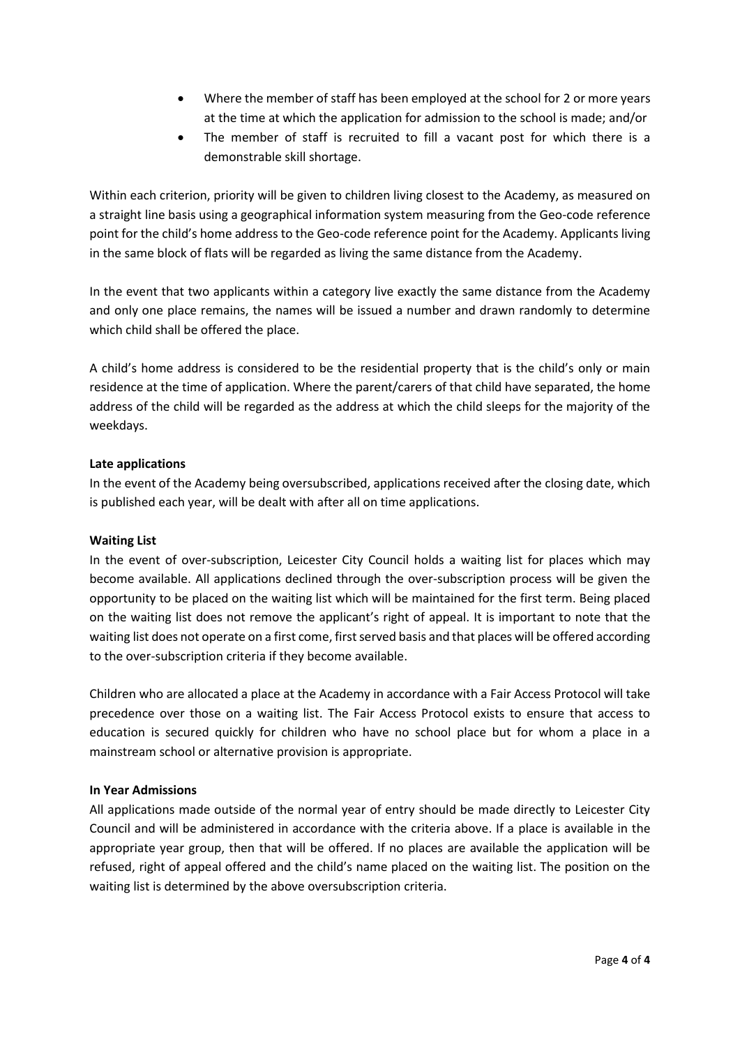- Where the member of staff has been employed at the school for 2 or more years at the time at which the application for admission to the school is made; and/or
- The member of staff is recruited to fill a vacant post for which there is a demonstrable skill shortage.

Within each criterion, priority will be given to children living closest to the Academy, as measured on a straight line basis using a geographical information system measuring from the Geo-code reference point for the child's home address to the Geo-code reference point for the Academy. Applicants living in the same block of flats will be regarded as living the same distance from the Academy.

In the event that two applicants within a category live exactly the same distance from the Academy and only one place remains, the names will be issued a number and drawn randomly to determine which child shall be offered the place.

A child's home address is considered to be the residential property that is the child's only or main residence at the time of application. Where the parent/carers of that child have separated, the home address of the child will be regarded as the address at which the child sleeps for the majority of the weekdays.

**Late applications**

In the event of the Academy being oversubscribed, applications received after the closing date, which is published each year, will be dealt with after all on time applications.

**Waiting List**

In the event of over-subscription, Leicester City Council holds a waiting list for places which may become available. All applications declined through the over-subscription process will be given the opportunity to be placed on the waiting list which will be maintained for the first term. Being placed on the waiting list does not remove the applicant's right of appeal. It is important to note that the waiting list does not operate on a first come, first served basis and that places will be offered according to the over-subscription criteria if they become available.

Children who are allocated a place at the Academy in accordance with a Fair Access Protocol will take precedence over those on a waiting list. The Fair Access Protocol exists to ensure that access to education is secured quickly for children who have no school place but for whom a place in a mainstream school or alternative provision is appropriate.

**In Year Admissions**

All applications made outside of the normal year of entry should be made directly to Leicester City Council and will be administered in accordance with the criteria above. If a place is available in the appropriate year group, then that will be offered. If no places are available the application will be refused, right of appeal offered and the child's name placed on the waiting list. The position on the waiting list is determined by the above oversubscription criteria.